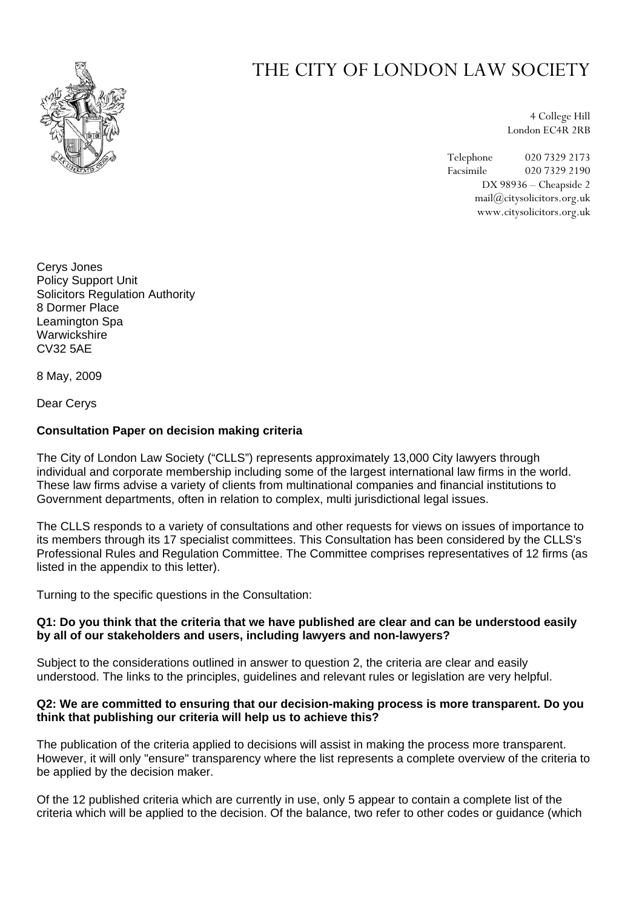# THE CITY OF LONDON LAW SOCIETY

4 College Hill
London EC4R 2RB

Telephone 020 7329 2173
Facsimile 020 7329 2190
DX 98936 – Cheapside 2
mail@citysolicitors.org.uk
www.citysolicitors.org.uk

Cerys Jones
Policy Support Unit
Solicitors Regulation Authority
8 Dormer Place
Leamington Spa
Warwickshire
CV32 5AE

8 May, 2009

Dear Cerys

**Consultation Paper on decision making criteria**

The City of London Law Society ("CLLS") represents approximately 13,000 City lawyers through individual and corporate membership including some of the largest international law firms in the world. These law firms advise a variety of clients from multinational companies and financial institutions to Government departments, often in relation to complex, multi jurisdictional legal issues.

The CLLS responds to a variety of consultations and other requests for views on issues of importance to its members through its 17 specialist committees. This Consultation has been considered by the CLLS's Professional Rules and Regulation Committee. The Committee comprises representatives of 12 firms (as listed in the appendix to this letter).

Turning to the specific questions in the Consultation:

**Q1: Do you think that the criteria that we have published are clear and can be understood easily by all of our stakeholders and users, including lawyers and non-lawyers?**

Subject to the considerations outlined in answer to question 2, the criteria are clear and easily understood. The links to the principles, guidelines and relevant rules or legislation are very helpful.

**Q2: We are committed to ensuring that our decision-making process is more transparent. Do you think that publishing our criteria will help us to achieve this?**

The publication of the criteria applied to decisions will assist in making the process more transparent. However, it will only "ensure" transparency where the list represents a complete overview of the criteria to be applied by the decision maker.

Of the 12 published criteria which are currently in use, only 5 appear to contain a complete list of the criteria which will be applied to the decision. Of the balance, two refer to other codes or guidance (which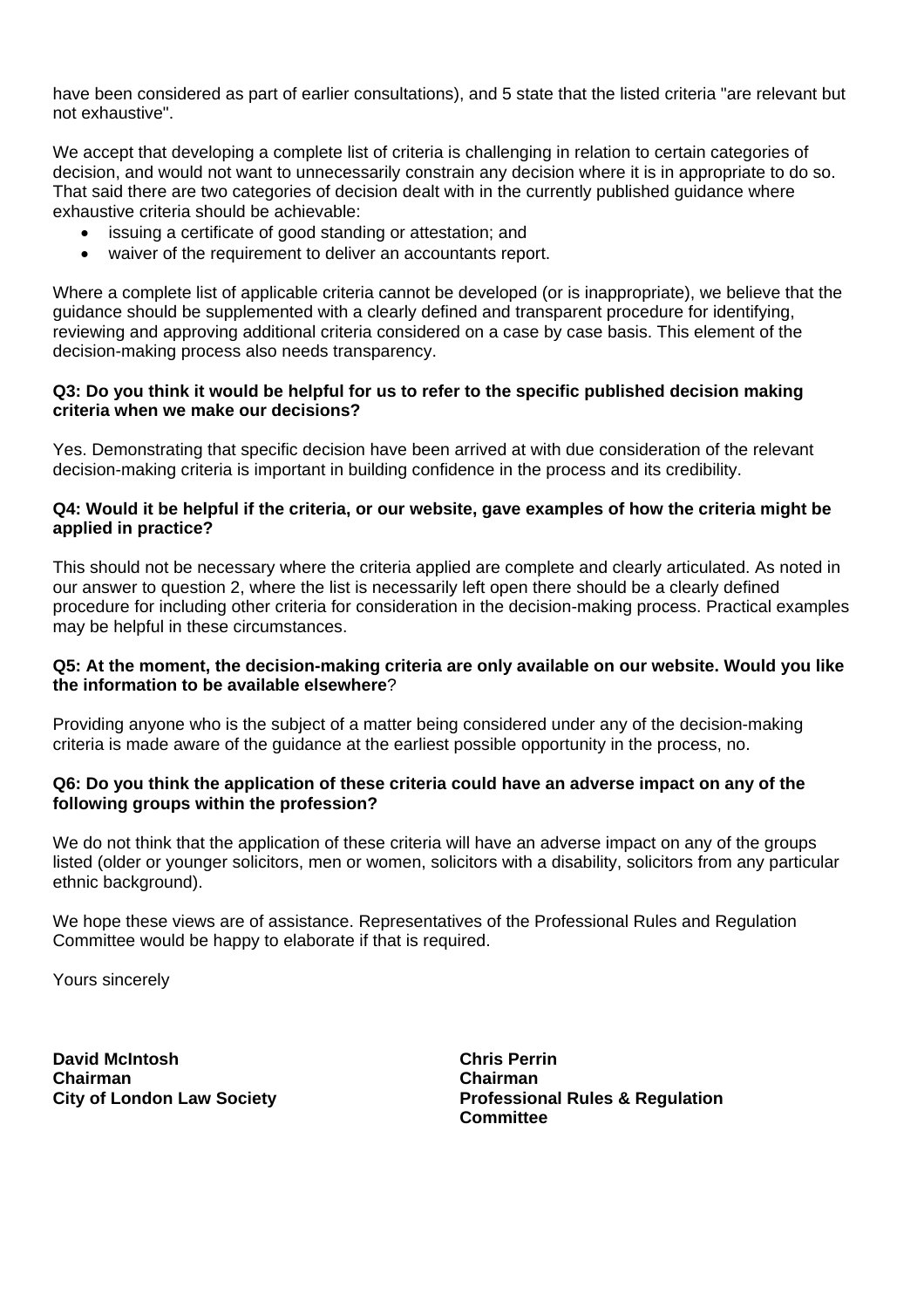have been considered as part of earlier consultations), and 5 state that the listed criteria "are relevant but not exhaustive".

We accept that developing a complete list of criteria is challenging in relation to certain categories of decision, and would not want to unnecessarily constrain any decision where it is in appropriate to do so. That said there are two categories of decision dealt with in the currently published guidance where exhaustive criteria should be achievable:

- issuing a certificate of good standing or attestation; and
- waiver of the requirement to deliver an accountants report.

Where a complete list of applicable criteria cannot be developed (or is inappropriate), we believe that the guidance should be supplemented with a clearly defined and transparent procedure for identifying, reviewing and approving additional criteria considered on a case by case basis. This element of the decision-making process also needs transparency.

**Q3: Do you think it would be helpful for us to refer to the specific published decision making criteria when we make our decisions?**

Yes. Demonstrating that specific decision have been arrived at with due consideration of the relevant decision-making criteria is important in building confidence in the process and its credibility.

**Q4: Would it be helpful if the criteria, or our website, gave examples of how the criteria might be applied in practice?**

This should not be necessary where the criteria applied are complete and clearly articulated. As noted in our answer to question 2, where the list is necessarily left open there should be a clearly defined procedure for including other criteria for consideration in the decision-making process. Practical examples may be helpful in these circumstances.

**Q5: At the moment, the decision-making criteria are only available on our website. Would you like the information to be available elsewhere**?

Providing anyone who is the subject of a matter being considered under any of the decision-making criteria is made aware of the guidance at the earliest possible opportunity in the process, no.

**Q6: Do you think the application of these criteria could have an adverse impact on any of the following groups within the profession?**

We do not think that the application of these criteria will have an adverse impact on any of the groups listed (older or younger solicitors, men or women, solicitors with a disability, solicitors from any particular ethnic background).

We hope these views are of assistance. Representatives of the Professional Rules and Regulation Committee would be happy to elaborate if that is required.

Yours sincerely

**David McIntosh**
**Chairman**
**City of London Law Society**

**Chris Perrin**
**Chairman**
**Professional Rules & Regulation Committee**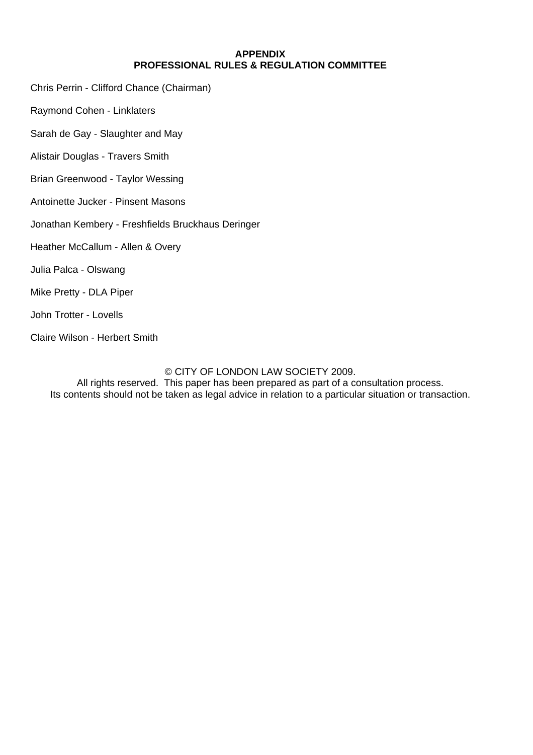**APPENDIX**
**PROFESSIONAL RULES & REGULATION COMMITTEE**

Chris Perrin - Clifford Chance (Chairman)

Raymond Cohen - Linklaters

Sarah de Gay - Slaughter and May

Alistair Douglas - Travers Smith

Brian Greenwood - Taylor Wessing

Antoinette Jucker - Pinsent Masons

Jonathan Kembery - Freshfields Bruckhaus Deringer

Heather McCallum - Allen & Overy

Julia Palca - Olswang

Mike Pretty - DLA Piper

John Trotter - Lovells

Claire Wilson - Herbert Smith

© CITY OF LONDON LAW SOCIETY 2009.
All rights reserved. This paper has been prepared as part of a consultation process.
Its contents should not be taken as legal advice in relation to a particular situation or transaction.